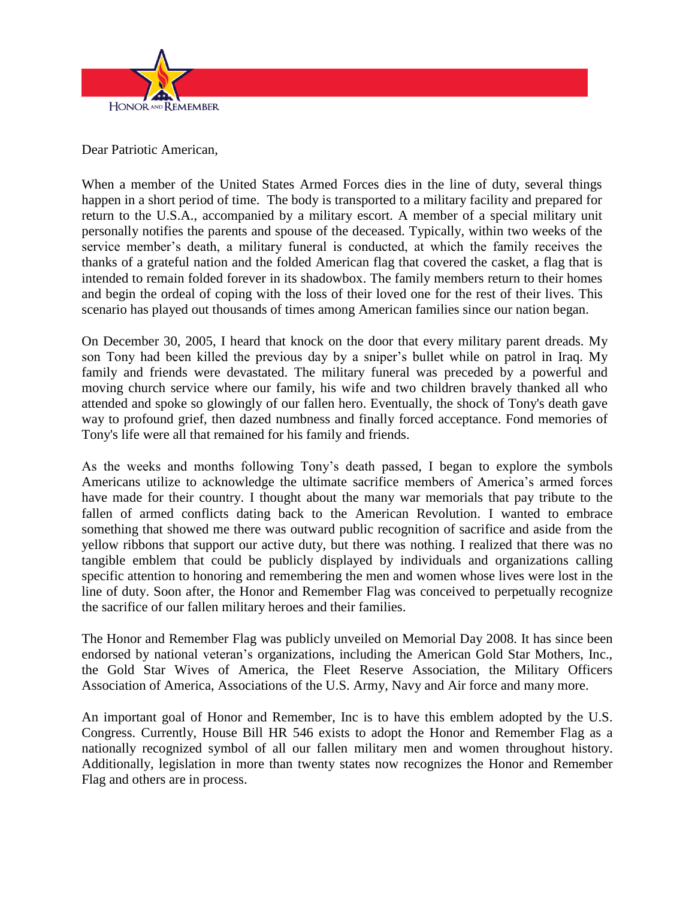HONOR AND REMEMBER

Dear Patriotic American,

When a member of the United States Armed Forces dies in the line of duty, several things happen in a short period of time. The body is transported to a military facility and prepared for return to the U.S.A., accompanied by a military escort. A member of a special military unit personally notifies the parents and spouse of the deceased. Typically, within two weeks of the service member's death, a military funeral is conducted, at which the family receives the thanks of a grateful nation and the folded American flag that covered the casket, a flag that is intended to remain folded forever in its shadowbox. The family members return to their homes and begin the ordeal of coping with the loss of their loved one for the rest of their lives. This scenario has played out thousands of times among American families since our nation began.

On December 30, 2005, I heard that knock on the door that every military parent dreads. My son Tony had been killed the previous day by a sniper's bullet while on patrol in Iraq. My family and friends were devastated. The military funeral was preceded by a powerful and moving church service where our family, his wife and two children bravely thanked all who attended and spoke so glowingly of our fallen hero. Eventually, the shock of Tony's death gave way to profound grief, then dazed numbness and finally forced acceptance. Fond memories of Tony's life were all that remained for his family and friends.

As the weeks and months following Tony's death passed, I began to explore the symbols Americans utilize to acknowledge the ultimate sacrifice members of America's armed forces have made for their country. I thought about the many war memorials that pay tribute to the fallen of armed conflicts dating back to the American Revolution. I wanted to embrace something that showed me there was outward public recognition of sacrifice and aside from the yellow ribbons that support our active duty, but there was nothing. I realized that there was no tangible emblem that could be publicly displayed by individuals and organizations calling specific attention to honoring and remembering the men and women whose lives were lost in the line of duty. Soon after, the Honor and Remember Flag was conceived to perpetually recognize the sacrifice of our fallen military heroes and their families.

The Honor and Remember Flag was publicly unveiled on Memorial Day 2008. It has since been endorsed by national veteran's organizations, including the American Gold Star Mothers, Inc., the Gold Star Wives of America, the Fleet Reserve Association, the Military Officers Association of America, Associations of the U.S. Army, Navy and Air force and many more.

An important goal of Honor and Remember, Inc is to have this emblem adopted by the U.S. Congress. Currently, House Bill HR 546 exists to adopt the Honor and Remember Flag as a nationally recognized symbol of all our fallen military men and women throughout history. Additionally, legislation in more than twenty states now recognizes the Honor and Remember Flag and others are in process.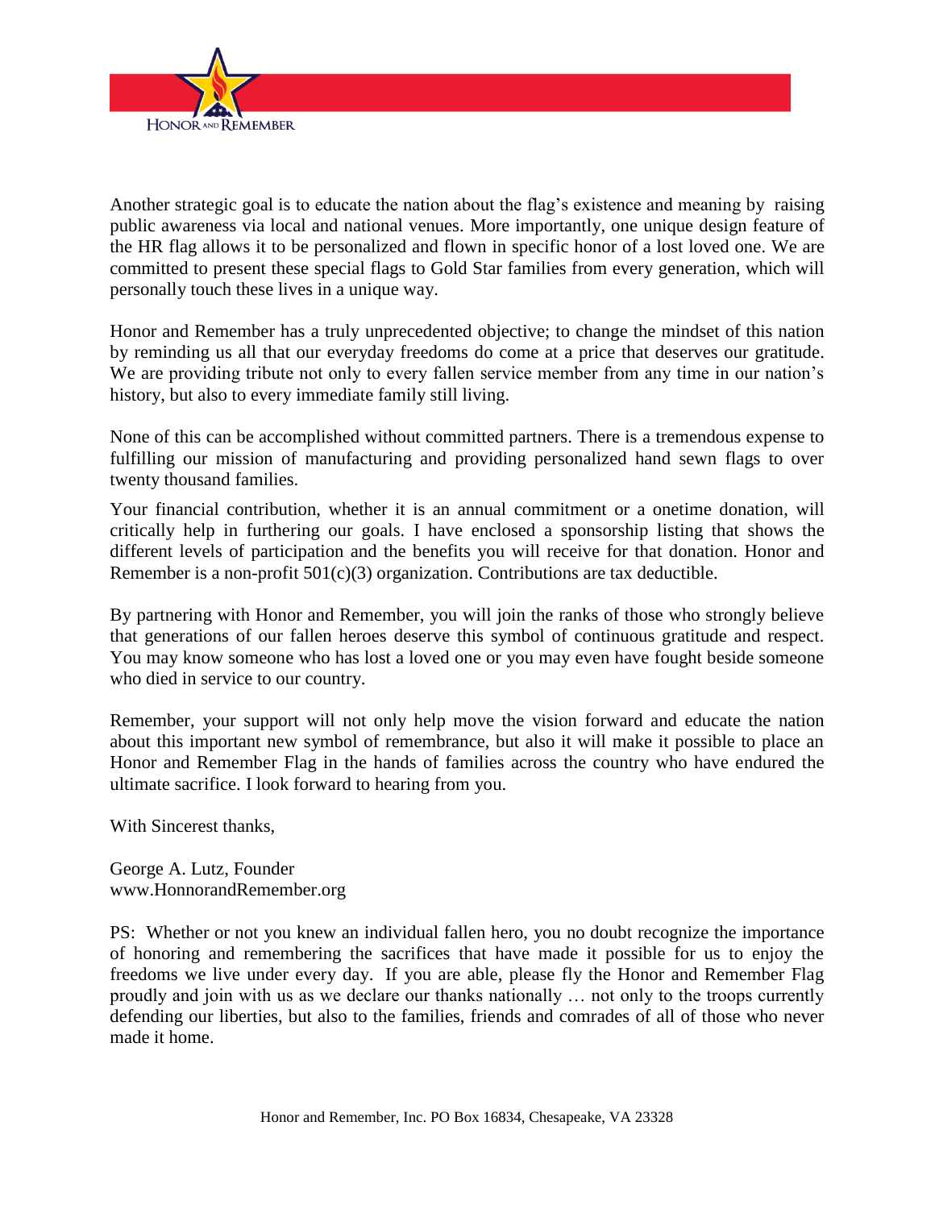Another strategic goal is to educate the nation about the flag's existence and meaning by raising public awareness via local and national venues. More importantly, one unique design feature of the HR flag allows it to be personalized and flown in specific honor of a lost loved one. We are committed to present these special flags to Gold Star families from every generation, which will personally touch these lives in a unique way.

Honor and Remember has a truly unprecedented objective; to change the mindset of this nation by reminding us all that our everyday freedoms do come at a price that deserves our gratitude. We are providing tribute not only to every fallen service member from any time in our nation's history, but also to every immediate family still living.

None of this can be accomplished without committed partners. There is a tremendous expense to fulfilling our mission of manufacturing and providing personalized hand sewn flags to over twenty thousand families.

Your financial contribution, whether it is an annual commitment or a onetime donation, will critically help in furthering our goals. I have enclosed a sponsorship listing that shows the different levels of participation and the benefits you will receive for that donation. Honor and Remember is a non-profit 501(c)(3) organization. Contributions are tax deductible.

By partnering with Honor and Remember, you will join the ranks of those who strongly believe that generations of our fallen heroes deserve this symbol of continuous gratitude and respect. You may know someone who has lost a loved one or you may even have fought beside someone who died in service to our country.

Remember, your support will not only help move the vision forward and educate the nation about this important new symbol of remembrance, but also it will make it possible to place an Honor and Remember Flag in the hands of families across the country who have endured the ultimate sacrifice. I look forward to hearing from you.

With Sincerest thanks,

George A. Lutz, Founder
www.HonnorandRemember.org

PS: Whether or not you knew an individual fallen hero, you no doubt recognize the importance of honoring and remembering the sacrifices that have made it possible for us to enjoy the freedoms we live under every day. If you are able, please fly the Honor and Remember Flag proudly and join with us as we declare our thanks nationally … not only to the troops currently defending our liberties, but also to the families, friends and comrades of all of those who never made it home.

Honor and Remember, Inc. PO Box 16834, Chesapeake, VA 23328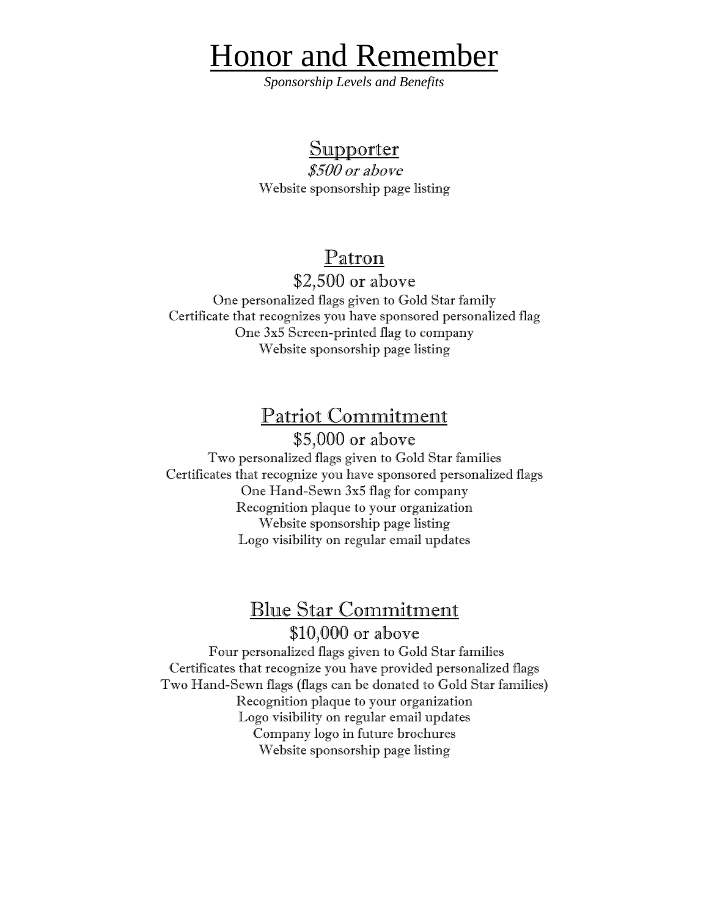# Honor and Remember

*Sponsorship Levels and Benefits*

## Supporter

*$500 or above*

Website sponsorship page listing

## Patron

$2,500 or above

One personalized flags given to Gold Star family
Certificate that recognizes you have sponsored personalized flag
One 3x5 Screen-printed flag to company
Website sponsorship page listing

## Patriot Commitment

$5,000 or above

Two personalized flags given to Gold Star families
Certificates that recognize you have sponsored personalized flags
One Hand-Sewn 3x5 flag for company
Recognition plaque to your organization
Website sponsorship page listing
Logo visibility on regular email updates

## Blue Star Commitment

$10,000 or above

Four personalized flags given to Gold Star families
Certificates that recognize you have provided personalized flags
Two Hand-Sewn flags (flags can be donated to Gold Star families)
Recognition plaque to your organization
Logo visibility on regular email updates
Company logo in future brochures
Website sponsorship page listing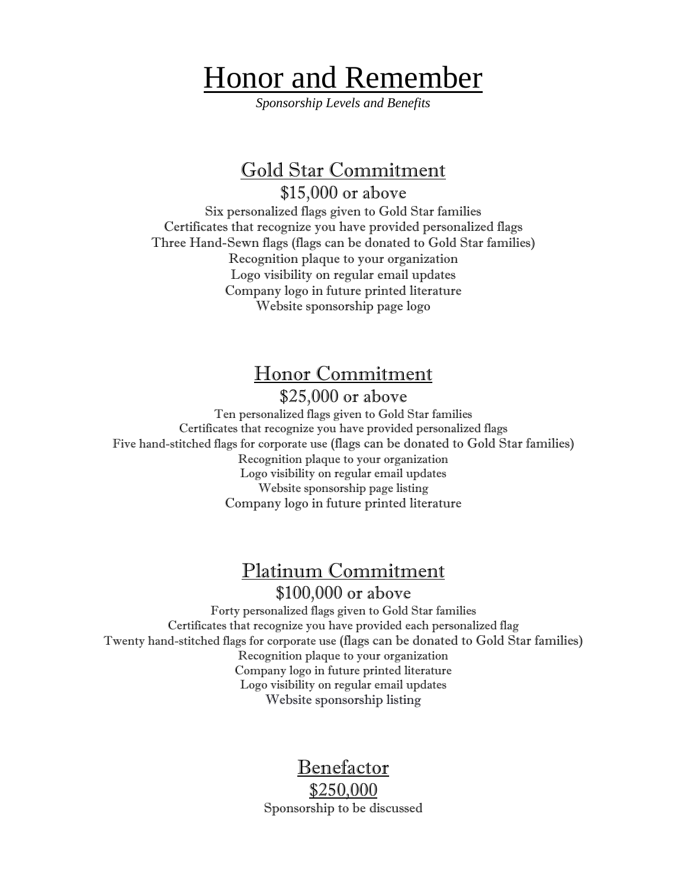# Honor and Remember

*Sponsorship Levels and Benefits*

## Gold Star Commitment

$15,000 or above

Six personalized flags given to Gold Star families
Certificates that recognize you have provided personalized flags
Three Hand-Sewn flags (flags can be donated to Gold Star families)
Recognition plaque to your organization
Logo visibility on regular email updates
Company logo in future printed literature
Website sponsorship page logo

## Honor Commitment

$25,000 or above

Ten personalized flags given to Gold Star families
Certificates that recognize you have provided personalized flags
Five hand-stitched flags for corporate use (flags can be donated to Gold Star families)
Recognition plaque to your organization
Logo visibility on regular email updates
Website sponsorship page listing
Company logo in future printed literature

## Platinum Commitment

$100,000 or above

Forty personalized flags given to Gold Star families
Certificates that recognize you have provided each personalized flag
Twenty hand-stitched flags for corporate use (flags can be donated to Gold Star families)
Recognition plaque to your organization
Company logo in future printed literature
Logo visibility on regular email updates
Website sponsorship listing

## Benefactor

$250,000

Sponsorship to be discussed